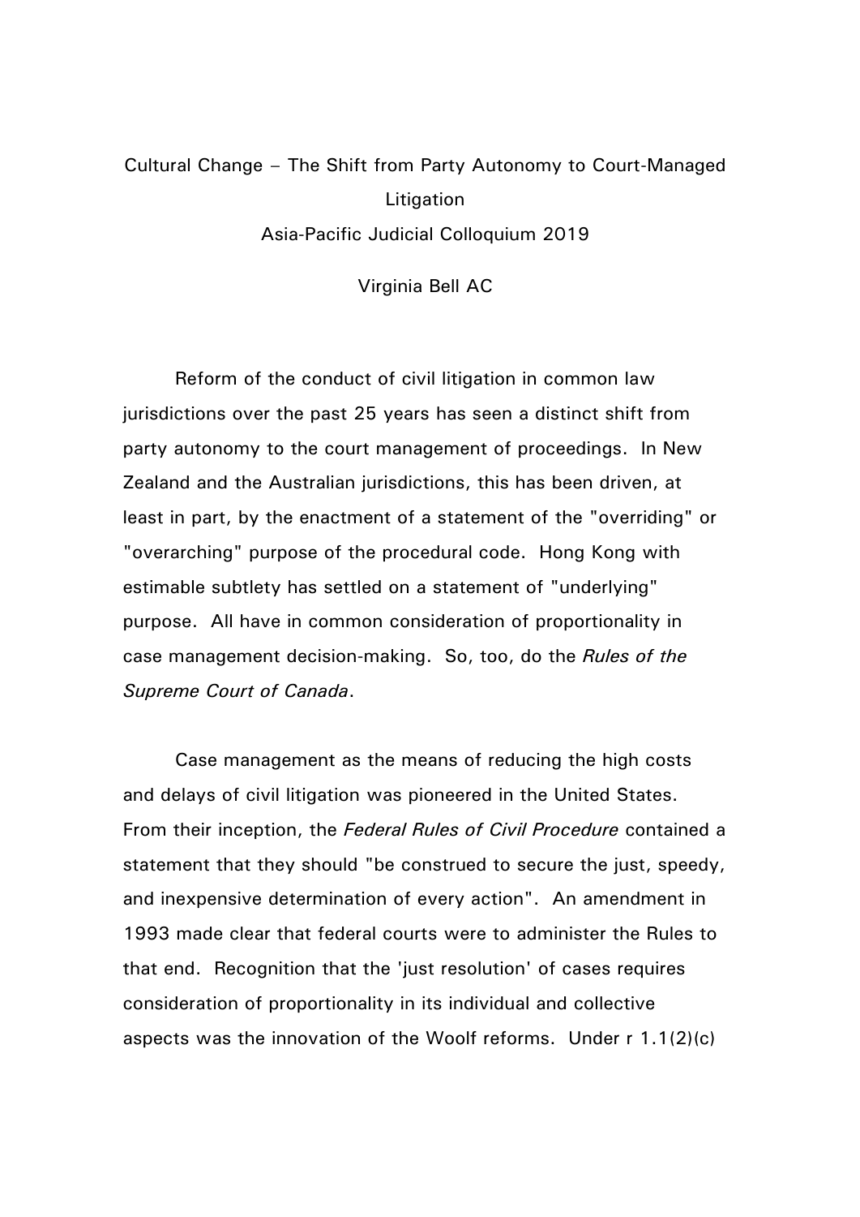# Cultural Change – The Shift from Party Autonomy to Court-Managed Litigation

## Asia-Pacific Judicial Colloquium 2019

### Virginia Bell AC

Reform of the conduct of civil litigation in common law jurisdictions over the past 25 years has seen a distinct shift from party autonomy to the court management of proceedings. In New Zealand and the Australian jurisdictions, this has been driven, at least in part, by the enactment of a statement of the "overriding" or "overarching" purpose of the procedural code. Hong Kong with estimable subtlety has settled on a statement of "underlying" purpose. All have in common consideration of proportionality in case management decision-making. So, too, do the *Rules of the Supreme Court of Canada*.

Case management as the means of reducing the high costs and delays of civil litigation was pioneered in the United States. From their inception, the *Federal Rules of Civil Procedure* contained a statement that they should "be construed to secure the just, speedy, and inexpensive determination of every action". An amendment in 1993 made clear that federal courts were to administer the Rules to that end. Recognition that the 'just resolution' of cases requires consideration of proportionality in its individual and collective aspects was the innovation of the Woolf reforms. Under r 1.1(2)(c)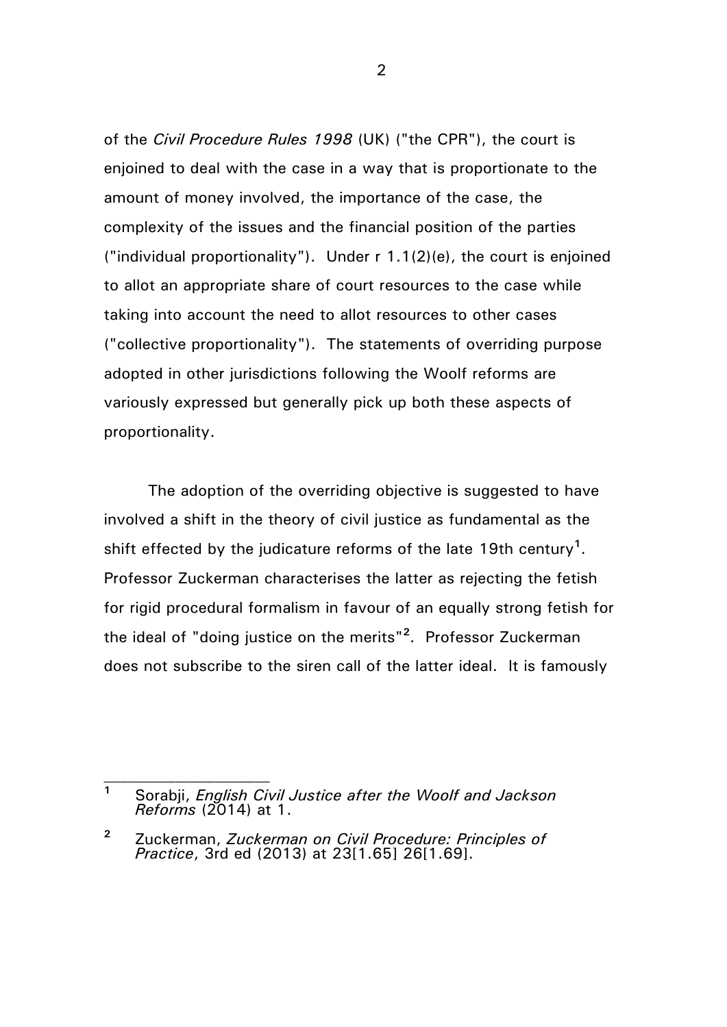of the *Civil Procedure Rules 1998* (UK) ("the CPR"), the court is enjoined to deal with the case in a way that is proportionate to the amount of money involved, the importance of the case, the complexity of the issues and the financial position of the parties ("individual proportionality"). Under r 1.1(2)(e), the court is enjoined to allot an appropriate share of court resources to the case while taking into account the need to allot resources to other cases ("collective proportionality"). The statements of overriding purpose adopted in other jurisdictions following the Woolf reforms are variously expressed but generally pick up both these aspects of proportionality.

The adoption of the overriding objective is suggested to have involved a shift in the theory of civil justice as fundamental as the shift effected by the judicature reforms of the late 19th century[1]. Professor Zuckerman characterises the latter as rejecting the fetish for rigid procedural formalism in favour of an equally strong fetish for the ideal of "doing justice on the merits"[2]. Professor Zuckerman does not subscribe to the siren call of the latter ideal. It is famously

---

[1] Sorabji, *English Civil Justice after the Woolf and Jackson Reforms* (2014) at 1.

[2] Zuckerman, *Zuckerman on Civil Procedure: Principles of Practice*, 3rd ed (2013) at 23[1.65] 26[1.69].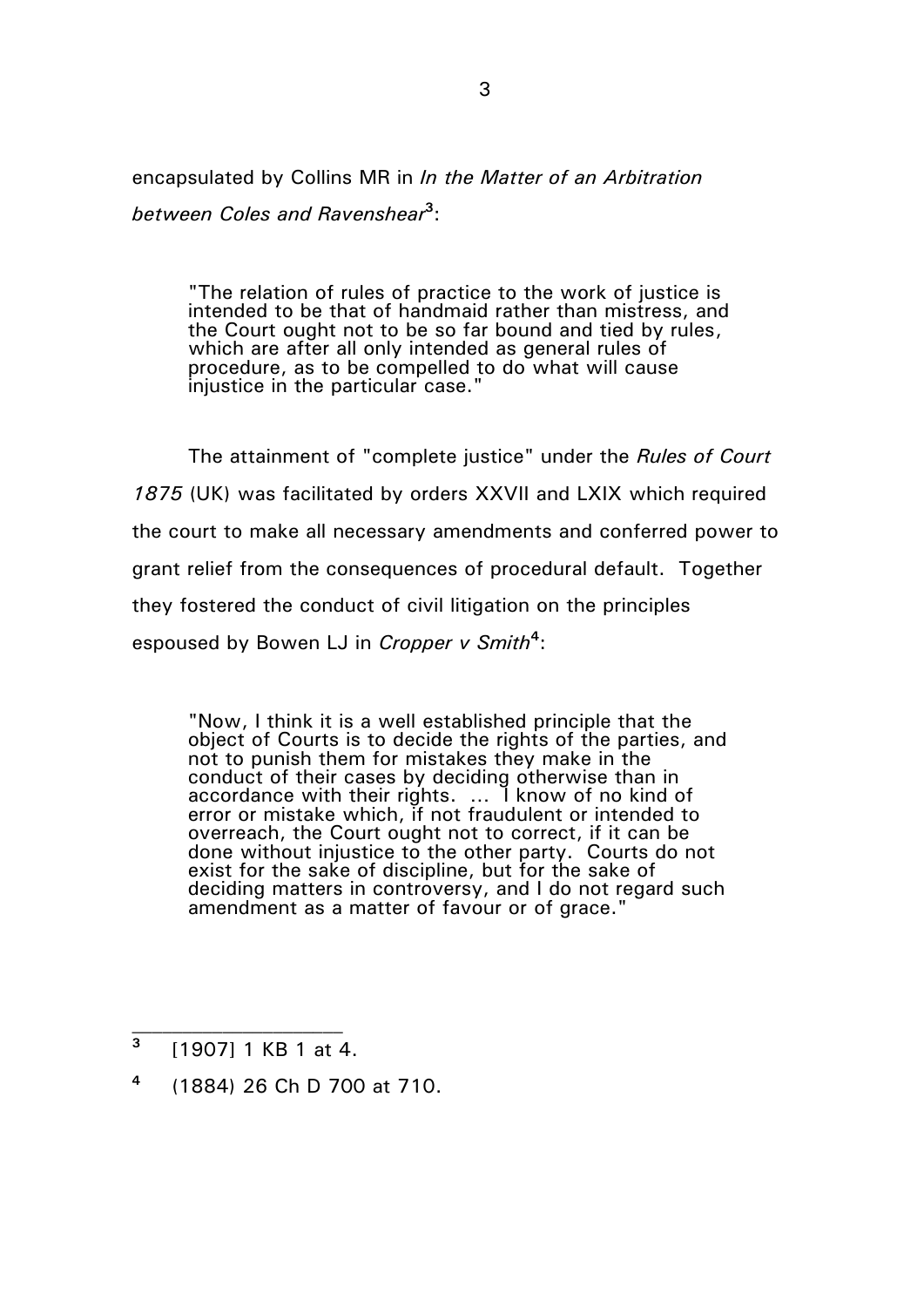encapsulated by Collins MR in *In the Matter of an Arbitration between Coles and Ravenshear*[3]:

> "The relation of rules of practice to the work of justice is intended to be that of handmaid rather than mistress, and the Court ought not to be so far bound and tied by rules, which are after all only intended as general rules of procedure, as to be compelled to do what will cause injustice in the particular case."

The attainment of "complete justice" under the *Rules of Court 1875* (UK) was facilitated by orders XXVII and LXIX which required the court to make all necessary amendments and conferred power to grant relief from the consequences of procedural default. Together they fostered the conduct of civil litigation on the principles espoused by Bowen LJ in *Cropper v Smith*[4]:

> "Now, I think it is a well established principle that the object of Courts is to decide the rights of the parties, and not to punish them for mistakes they make in the conduct of their cases by deciding otherwise than in accordance with their rights. ... I know of no kind of error or mistake which, if not fraudulent or intended to overreach, the Court ought not to correct, if it can be done without injustice to the other party. Courts do not exist for the sake of discipline, but for the sake of deciding matters in controversy, and I do not regard such amendment as a matter of favour or of grace."

---

[3] [1907] 1 KB 1 at 4.

[4] (1884) 26 Ch D 700 at 710.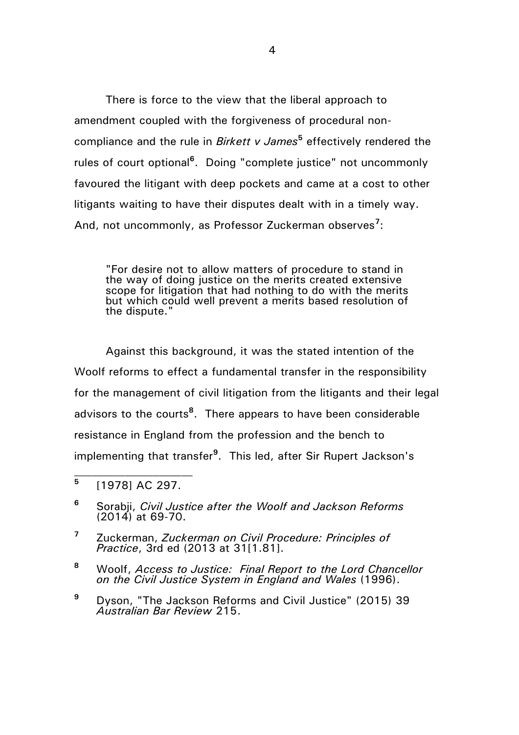There is force to the view that the liberal approach to amendment coupled with the forgiveness of procedural non-compliance and the rule in *Birkett v James*[5] effectively rendered the rules of court optional[6]. Doing "complete justice" not uncommonly favoured the litigant with deep pockets and came at a cost to other litigants waiting to have their disputes dealt with in a timely way. And, not uncommonly, as Professor Zuckerman observes[7]:

> "For desire not to allow matters of procedure to stand in the way of doing justice on the merits created extensive scope for litigation that had nothing to do with the merits but which could well prevent a merits based resolution of the dispute."

Against this background, it was the stated intention of the Woolf reforms to effect a fundamental transfer in the responsibility for the management of civil litigation from the litigants and their legal advisors to the courts[8]. There appears to have been considerable resistance in England from the profession and the bench to implementing that transfer[9]. This led, after Sir Rupert Jackson's

---

[5] [1978] AC 297.

[6] Sorabji, *Civil Justice after the Woolf and Jackson Reforms* (2014) at 69-70.

[7] Zuckerman, *Zuckerman on Civil Procedure: Principles of Practice*, 3rd ed (2013 at 31[1.81].

[8] Woolf, *Access to Justice: Final Report to the Lord Chancellor on the Civil Justice System in England and Wales* (1996).

[9] Dyson, "The Jackson Reforms and Civil Justice" (2015) 39 *Australian Bar Review* 215.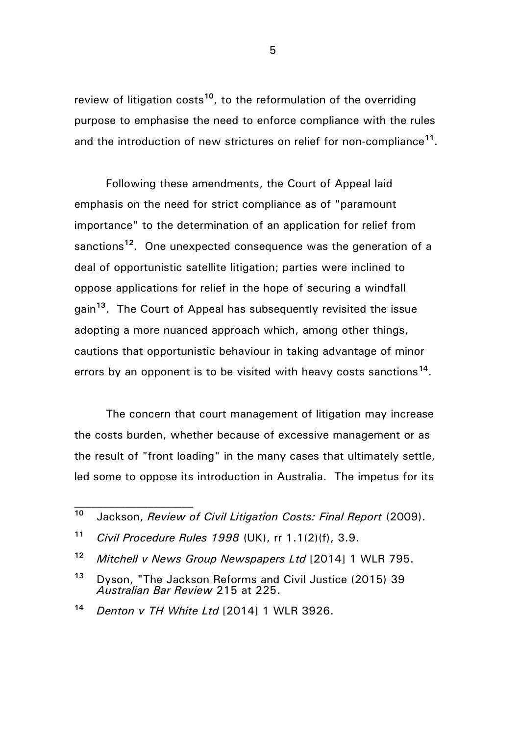review of litigation costs[10], to the reformulation of the overriding purpose to emphasise the need to enforce compliance with the rules and the introduction of new strictures on relief for non-compliance[11].

Following these amendments, the Court of Appeal laid emphasis on the need for strict compliance as of "paramount importance" to the determination of an application for relief from sanctions[12]. One unexpected consequence was the generation of a deal of opportunistic satellite litigation; parties were inclined to oppose applications for relief in the hope of securing a windfall gain[13]. The Court of Appeal has subsequently revisited the issue adopting a more nuanced approach which, among other things, cautions that opportunistic behaviour in taking advantage of minor errors by an opponent is to be visited with heavy costs sanctions[14].

The concern that court management of litigation may increase the costs burden, whether because of excessive management or as the result of "front loading" in the many cases that ultimately settle, led some to oppose its introduction in Australia. The impetus for its

---

[10] Jackson, *Review of Civil Litigation Costs: Final Report* (2009).

[11] *Civil Procedure Rules 1998* (UK), rr 1.1(2)(f), 3.9.

[12] *Mitchell v News Group Newspapers Ltd* [2014] 1 WLR 795.

[13] Dyson, "The Jackson Reforms and Civil Justice (2015) 39 *Australian Bar Review* 215 at 225.

[14] *Denton v TH White Ltd* [2014] 1 WLR 3926.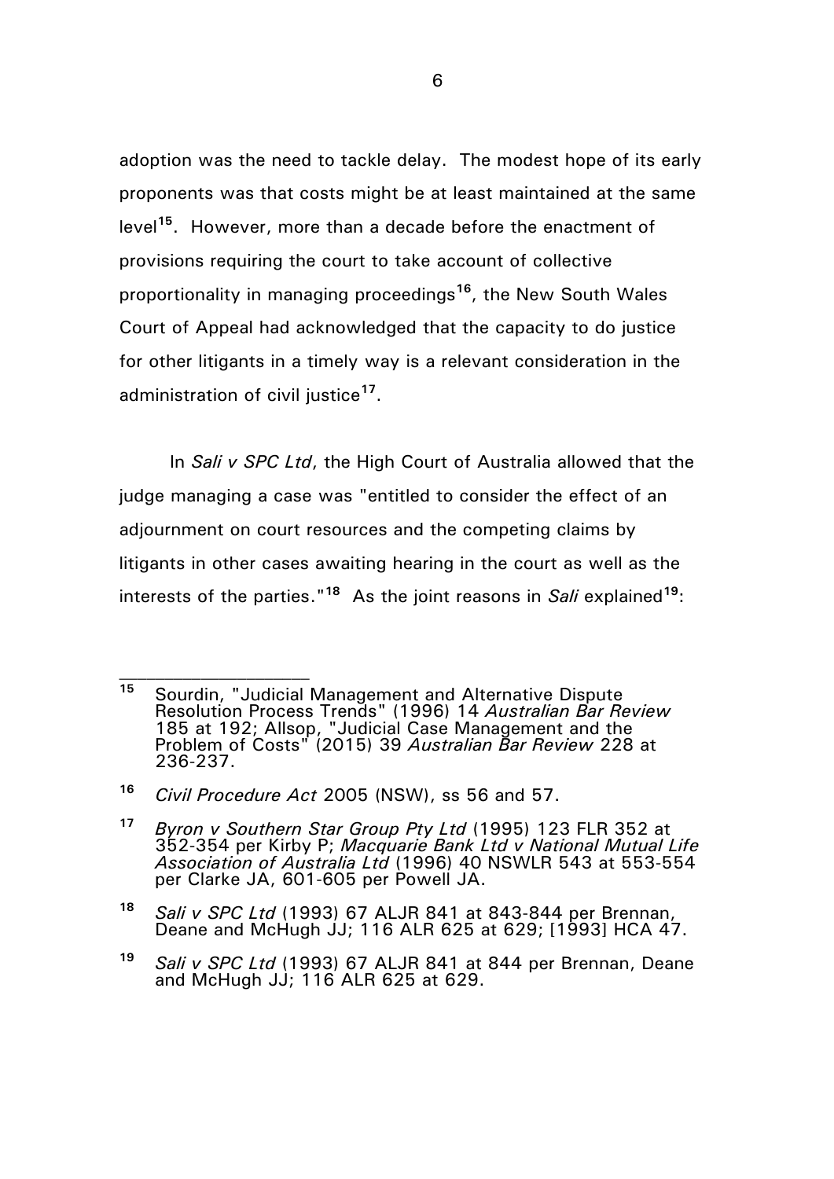adoption was the need to tackle delay. The modest hope of its early proponents was that costs might be at least maintained at the same level[15]. However, more than a decade before the enactment of provisions requiring the court to take account of collective proportionality in managing proceedings[16], the New South Wales Court of Appeal had acknowledged that the capacity to do justice for other litigants in a timely way is a relevant consideration in the administration of civil justice[17].

In *Sali v SPC Ltd*, the High Court of Australia allowed that the judge managing a case was "entitled to consider the effect of an adjournment on court resources and the competing claims by litigants in other cases awaiting hearing in the court as well as the interests of the parties."[18] As the joint reasons in *Sali* explained[19]:

---

[15] Sourdin, "Judicial Management and Alternative Dispute Resolution Process Trends" (1996) 14 *Australian Bar Review* 185 at 192; Allsop, "Judicial Case Management and the Problem of Costs" (2015) 39 *Australian Bar Review* 228 at 236-237.

[16] *Civil Procedure Act* 2005 (NSW), ss 56 and 57.

[17] *Byron v Southern Star Group Pty Ltd* (1995) 123 FLR 352 at 352-354 per Kirby P; *Macquarie Bank Ltd v National Mutual Life Association of Australia Ltd* (1996) 40 NSWLR 543 at 553-554 per Clarke JA, 601-605 per Powell JA.

[18] *Sali v SPC Ltd* (1993) 67 ALJR 841 at 843-844 per Brennan, Deane and McHugh JJ; 116 ALR 625 at 629; [1993] HCA 47.

[19] *Sali v SPC Ltd* (1993) 67 ALJR 841 at 844 per Brennan, Deane and McHugh JJ; 116 ALR 625 at 629.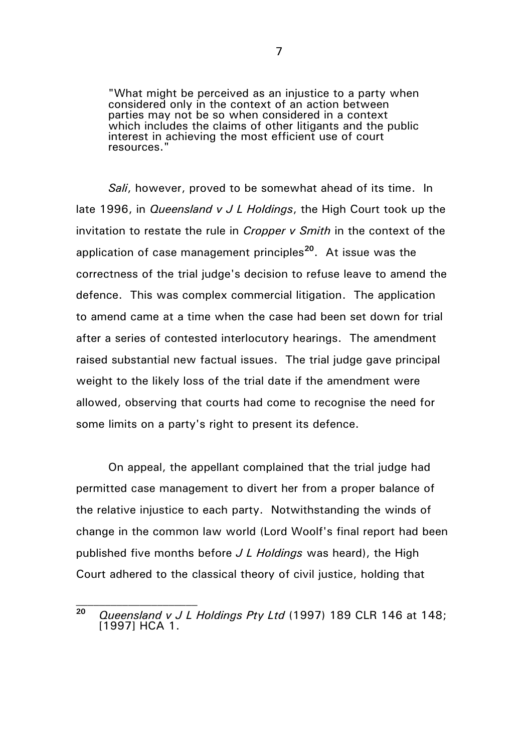> "What might be perceived as an injustice to a party when considered only in the context of an action between parties may not be so when considered in a context which includes the claims of other litigants and the public interest in achieving the most efficient use of court resources."

*Sali*, however, proved to be somewhat ahead of its time. In late 1996, in *Queensland v J L Holdings*, the High Court took up the invitation to restate the rule in *Cropper v Smith* in the context of the application of case management principles[20]. At issue was the correctness of the trial judge's decision to refuse leave to amend the defence. This was complex commercial litigation. The application to amend came at a time when the case had been set down for trial after a series of contested interlocutory hearings. The amendment raised substantial new factual issues. The trial judge gave principal weight to the likely loss of the trial date if the amendment were allowed, observing that courts had come to recognise the need for some limits on a party's right to present its defence.

On appeal, the appellant complained that the trial judge had permitted case management to divert her from a proper balance of the relative injustice to each party. Notwithstanding the winds of change in the common law world (Lord Woolf's final report had been published five months before *J L Holdings* was heard), the High Court adhered to the classical theory of civil justice, holding that

---

[20] *Queensland v J L Holdings Pty Ltd* (1997) 189 CLR 146 at 148; [1997] HCA 1.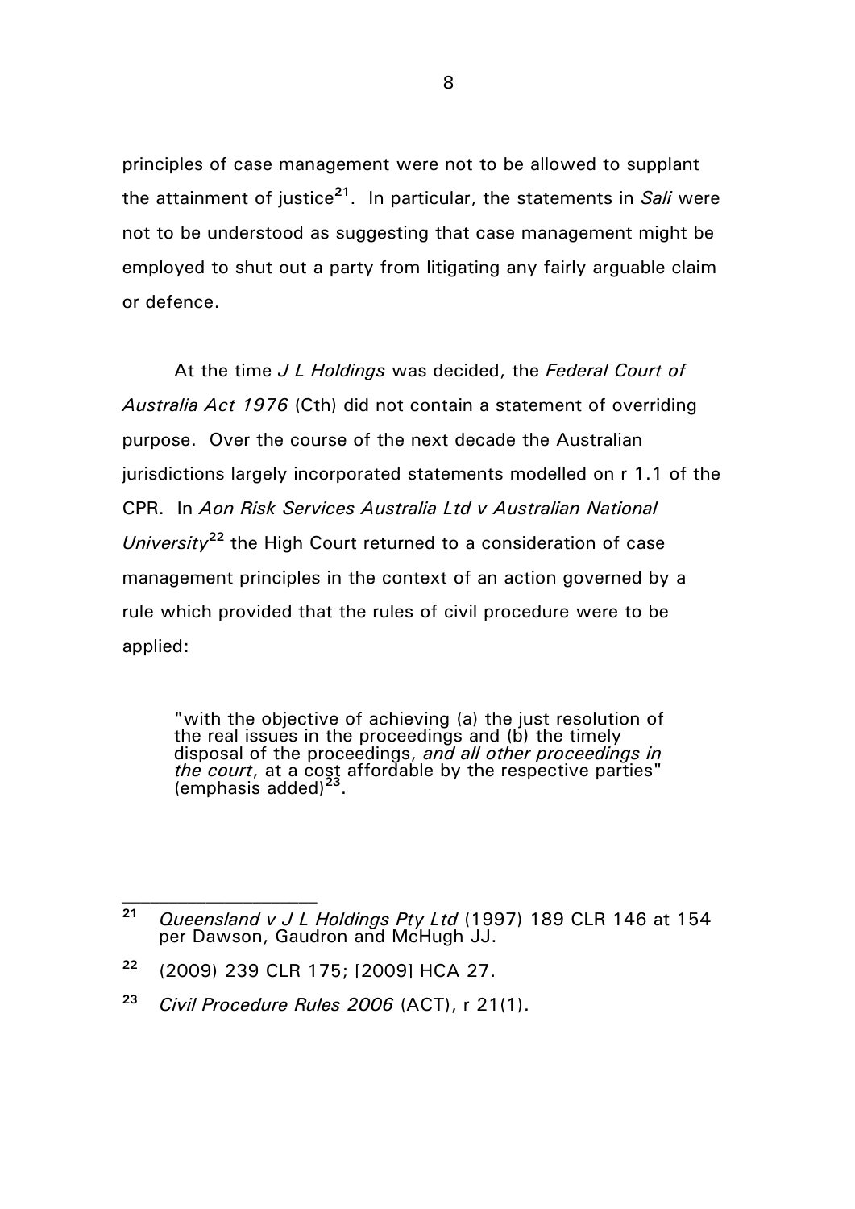principles of case management were not to be allowed to supplant the attainment of justice[21]. In particular, the statements in *Sali* were not to be understood as suggesting that case management might be employed to shut out a party from litigating any fairly arguable claim or defence.

At the time *J L Holdings* was decided, the *Federal Court of Australia Act 1976* (Cth) did not contain a statement of overriding purpose. Over the course of the next decade the Australian jurisdictions largely incorporated statements modelled on r 1.1 of the CPR. In *Aon Risk Services Australia Ltd v Australian National University*[22] the High Court returned to a consideration of case management principles in the context of an action governed by a rule which provided that the rules of civil procedure were to be applied:

> "with the objective of achieving (a) the just resolution of the real issues in the proceedings and (b) the timely disposal of the proceedings, *and all other proceedings in the court*, at a cost affordable by the respective parties" (emphasis added)[23].

---

[21] *Queensland v J L Holdings Pty Ltd* (1997) 189 CLR 146 at 154 per Dawson, Gaudron and McHugh JJ.

[22] (2009) 239 CLR 175; [2009] HCA 27.

[23] *Civil Procedure Rules 2006* (ACT), r 21(1).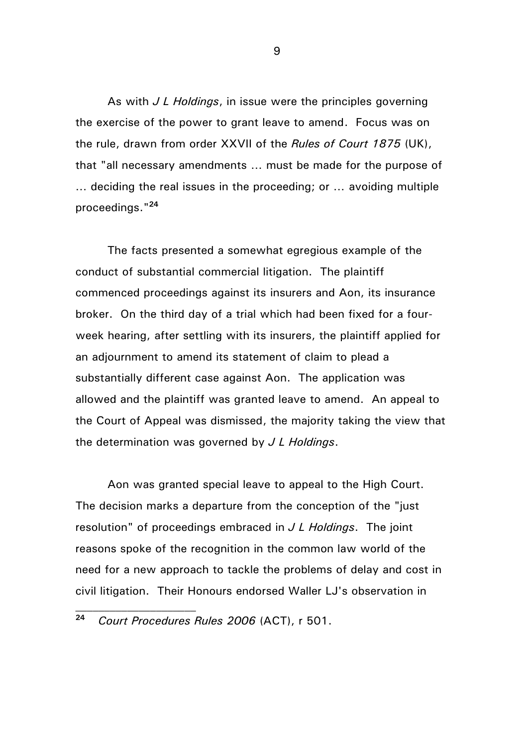As with *J L Holdings*, in issue were the principles governing the exercise of the power to grant leave to amend. Focus was on the rule, drawn from order XXVII of the *Rules of Court 1875* (UK), that "all necessary amendments ... must be made for the purpose of ... deciding the real issues in the proceeding; or ... avoiding multiple proceedings."[24]

The facts presented a somewhat egregious example of the conduct of substantial commercial litigation. The plaintiff commenced proceedings against its insurers and Aon, its insurance broker. On the third day of a trial which had been fixed for a four-week hearing, after settling with its insurers, the plaintiff applied for an adjournment to amend its statement of claim to plead a substantially different case against Aon. The application was allowed and the plaintiff was granted leave to amend. An appeal to the Court of Appeal was dismissed, the majority taking the view that the determination was governed by *J L Holdings*.

Aon was granted special leave to appeal to the High Court. The decision marks a departure from the conception of the "just resolution" of proceedings embraced in *J L Holdings*. The joint reasons spoke of the recognition in the common law world of the need for a new approach to tackle the problems of delay and cost in civil litigation. Their Honours endorsed Waller LJ's observation in

---

[24] *Court Procedures Rules 2006* (ACT), r 501.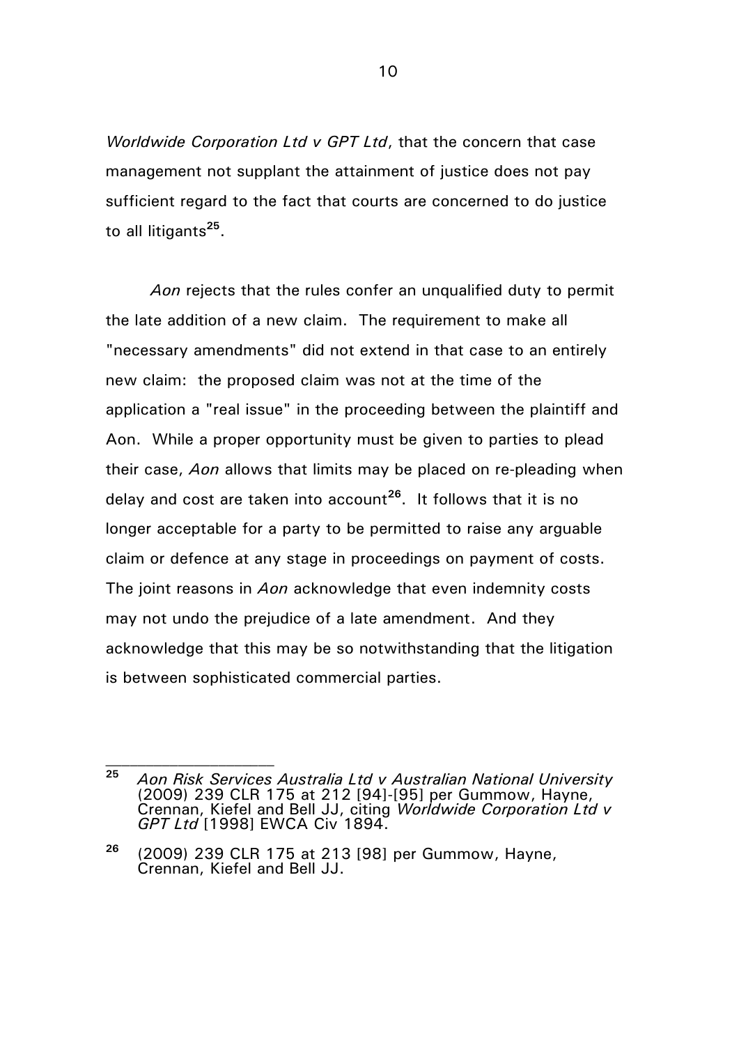*Worldwide Corporation Ltd v GPT Ltd*, that the concern that case management not supplant the attainment of justice does not pay sufficient regard to the fact that courts are concerned to do justice to all litigants[25].

*Aon* rejects that the rules confer an unqualified duty to permit the late addition of a new claim. The requirement to make all "necessary amendments" did not extend in that case to an entirely new claim: the proposed claim was not at the time of the application a "real issue" in the proceeding between the plaintiff and Aon. While a proper opportunity must be given to parties to plead their case, *Aon* allows that limits may be placed on re-pleading when delay and cost are taken into account[26]. It follows that it is no longer acceptable for a party to be permitted to raise any arguable claim or defence at any stage in proceedings on payment of costs. The joint reasons in *Aon* acknowledge that even indemnity costs may not undo the prejudice of a late amendment. And they acknowledge that this may be so notwithstanding that the litigation is between sophisticated commercial parties.

---

[25] *Aon Risk Services Australia Ltd v Australian National University* (2009) 239 CLR 175 at 212 [94]-[95] per Gummow, Hayne, Crennan, Kiefel and Bell JJ, citing *Worldwide Corporation Ltd v GPT Ltd* [1998] EWCA Civ 1894.

[26] (2009) 239 CLR 175 at 213 [98] per Gummow, Hayne, Crennan, Kiefel and Bell JJ.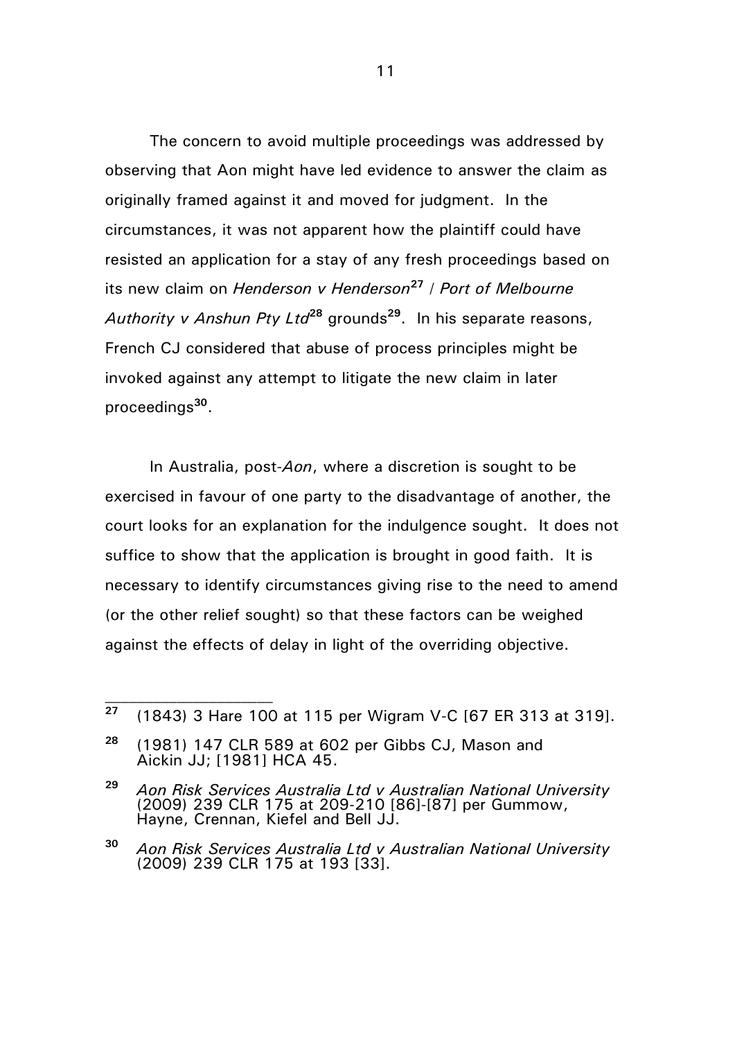The concern to avoid multiple proceedings was addressed by observing that Aon might have led evidence to answer the claim as originally framed against it and moved for judgment. In the circumstances, it was not apparent how the plaintiff could have resisted an application for a stay of any fresh proceedings based on its new claim on *Henderson v Henderson*[27] / *Port of Melbourne Authority v Anshun Pty Ltd*[28] grounds[29]. In his separate reasons, French CJ considered that abuse of process principles might be invoked against any attempt to litigate the new claim in later proceedings[30].

In Australia, post-*Aon*, where a discretion is sought to be exercised in favour of one party to the disadvantage of another, the court looks for an explanation for the indulgence sought. It does not suffice to show that the application is brought in good faith. It is necessary to identify circumstances giving rise to the need to amend (or the other relief sought) so that these factors can be weighed against the effects of delay in light of the overriding objective.

---

[27] (1843) 3 Hare 100 at 115 per Wigram V-C [67 ER 313 at 319].

[28] (1981) 147 CLR 589 at 602 per Gibbs CJ, Mason and Aickin JJ; [1981] HCA 45.

[29] *Aon Risk Services Australia Ltd v Australian National University* (2009) 239 CLR 175 at 209-210 [86]-[87] per Gummow, Hayne, Crennan, Kiefel and Bell JJ.

[30] *Aon Risk Services Australia Ltd v Australian National University* (2009) 239 CLR 175 at 193 [33].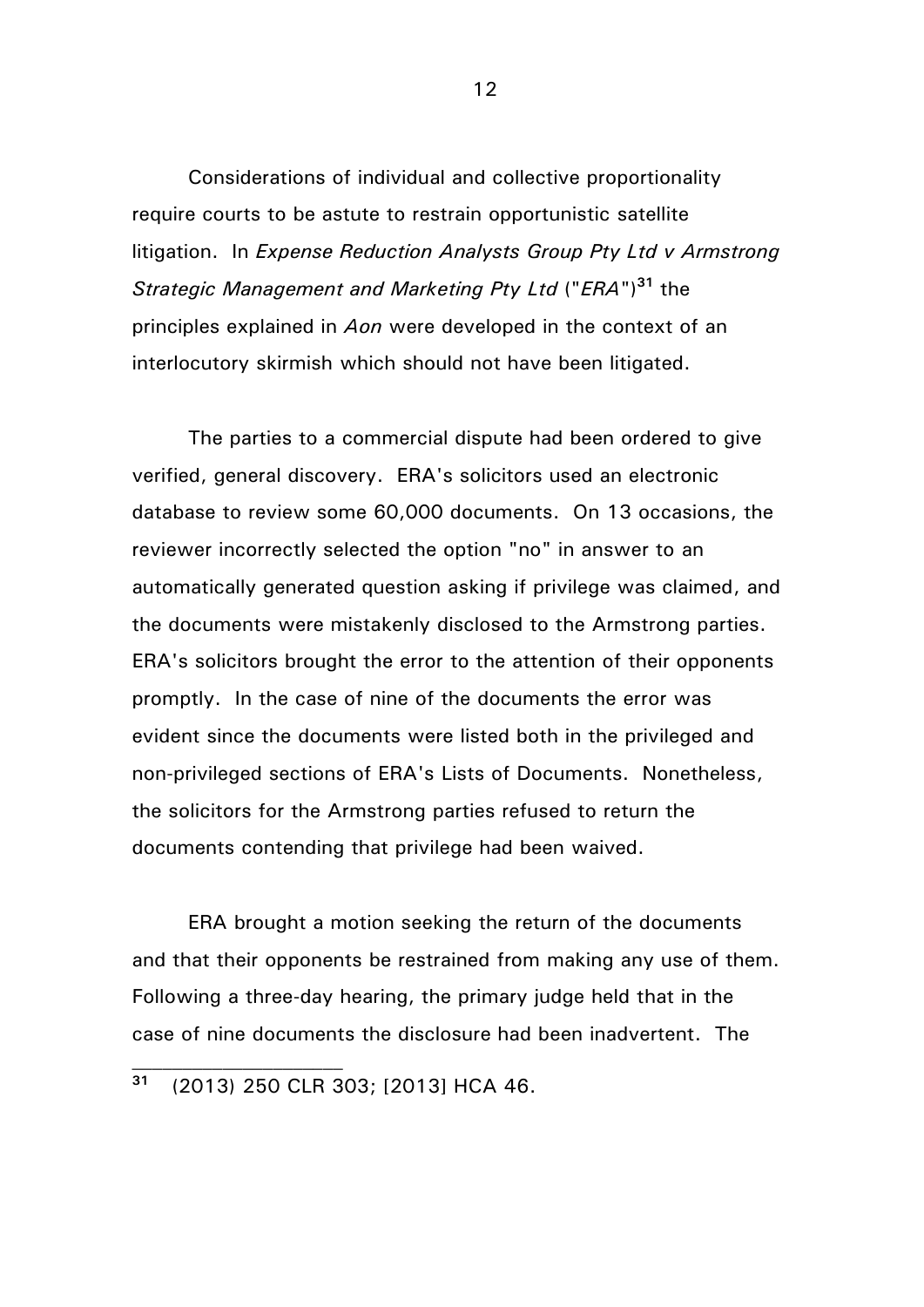Considerations of individual and collective proportionality require courts to be astute to restrain opportunistic satellite litigation. In *Expense Reduction Analysts Group Pty Ltd v Armstrong Strategic Management and Marketing Pty Ltd* ("*ERA*")[31] the principles explained in *Aon* were developed in the context of an interlocutory skirmish which should not have been litigated.

The parties to a commercial dispute had been ordered to give verified, general discovery. ERA's solicitors used an electronic database to review some 60,000 documents. On 13 occasions, the reviewer incorrectly selected the option "no" in answer to an automatically generated question asking if privilege was claimed, and the documents were mistakenly disclosed to the Armstrong parties. ERA's solicitors brought the error to the attention of their opponents promptly. In the case of nine of the documents the error was evident since the documents were listed both in the privileged and non-privileged sections of ERA's Lists of Documents. Nonetheless, the solicitors for the Armstrong parties refused to return the documents contending that privilege had been waived.

ERA brought a motion seeking the return of the documents and that their opponents be restrained from making any use of them. Following a three-day hearing, the primary judge held that in the case of nine documents the disclosure had been inadvertent. The

---

[31] (2013) 250 CLR 303; [2013] HCA 46.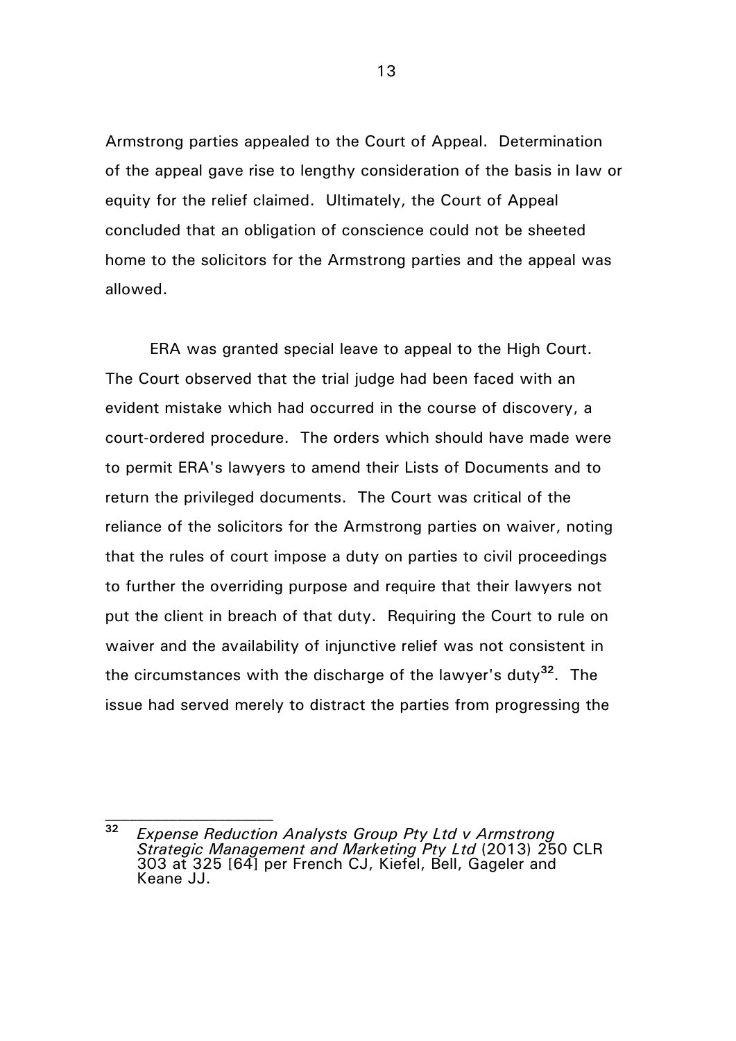Armstrong parties appealed to the Court of Appeal. Determination of the appeal gave rise to lengthy consideration of the basis in law or equity for the relief claimed. Ultimately, the Court of Appeal concluded that an obligation of conscience could not be sheeted home to the solicitors for the Armstrong parties and the appeal was allowed.

ERA was granted special leave to appeal to the High Court. The Court observed that the trial judge had been faced with an evident mistake which had occurred in the course of discovery, a court-ordered procedure. The orders which should have made were to permit ERA's lawyers to amend their Lists of Documents and to return the privileged documents. The Court was critical of the reliance of the solicitors for the Armstrong parties on waiver, noting that the rules of court impose a duty on parties to civil proceedings to further the overriding purpose and require that their lawyers not put the client in breach of that duty. Requiring the Court to rule on waiver and the availability of injunctive relief was not consistent in the circumstances with the discharge of the lawyer's duty[32]. The issue had served merely to distract the parties from progressing the

---

[32] *Expense Reduction Analysts Group Pty Ltd v Armstrong Strategic Management and Marketing Pty Ltd* (2013) 250 CLR 303 at 325 [64] per French CJ, Kiefel, Bell, Gageler and Keane JJ.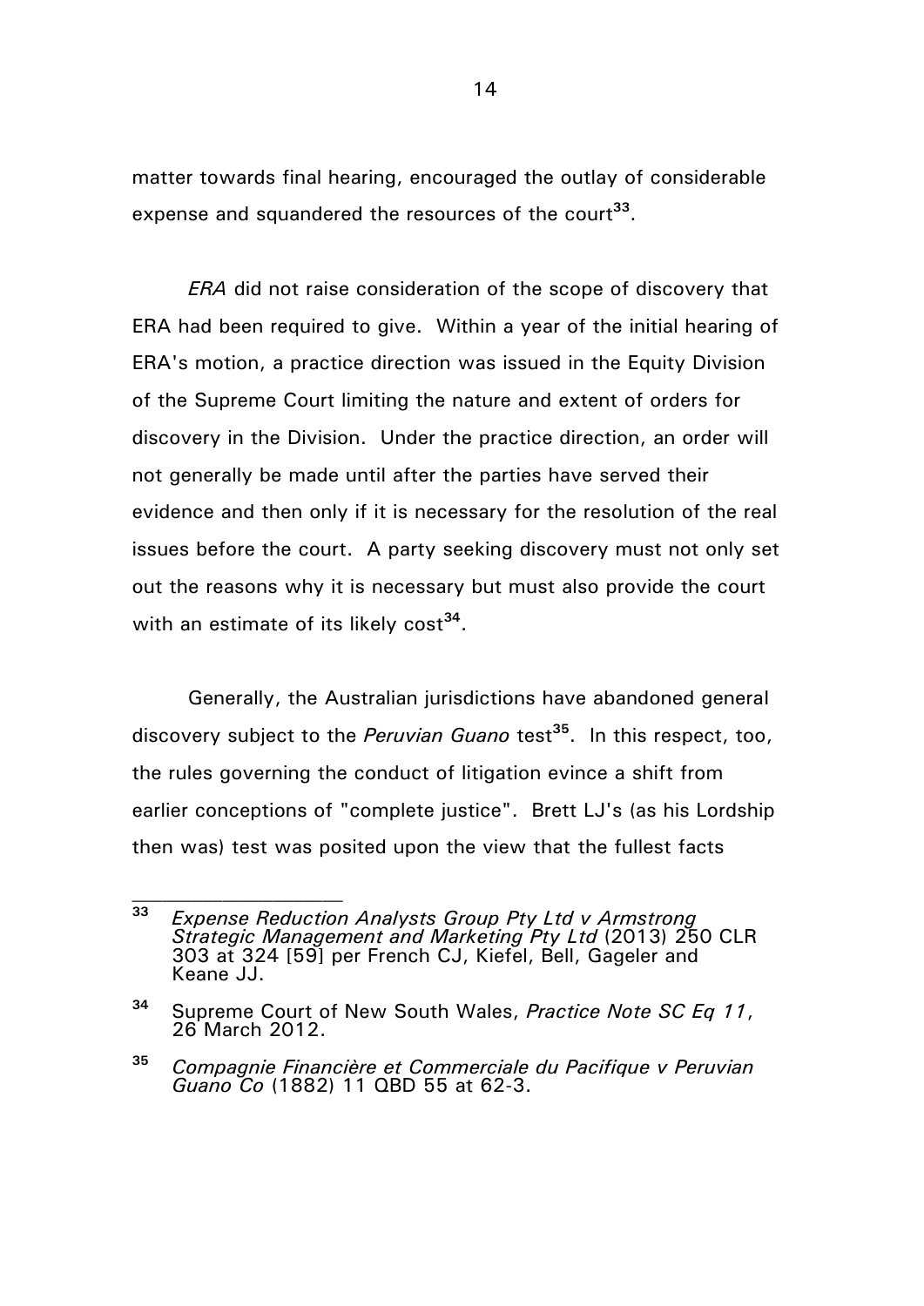matter towards final hearing, encouraged the outlay of considerable expense and squandered the resources of the court[33].

*ERA* did not raise consideration of the scope of discovery that ERA had been required to give. Within a year of the initial hearing of ERA's motion, a practice direction was issued in the Equity Division of the Supreme Court limiting the nature and extent of orders for discovery in the Division. Under the practice direction, an order will not generally be made until after the parties have served their evidence and then only if it is necessary for the resolution of the real issues before the court. A party seeking discovery must not only set out the reasons why it is necessary but must also provide the court with an estimate of its likely cost[34].

Generally, the Australian jurisdictions have abandoned general discovery subject to the *Peruvian Guano* test[35]. In this respect, too, the rules governing the conduct of litigation evince a shift from earlier conceptions of "complete justice". Brett LJ's (as his Lordship then was) test was posited upon the view that the fullest facts

---

[33] *Expense Reduction Analysts Group Pty Ltd v Armstrong Strategic Management and Marketing Pty Ltd* (2013) 250 CLR 303 at 324 [59] per French CJ, Kiefel, Bell, Gageler and Keane JJ.

[34] Supreme Court of New South Wales, *Practice Note SC Eq 11*, 26 March 2012.

[35] *Compagnie Financière et Commerciale du Pacifique v Peruvian Guano Co* (1882) 11 QBD 55 at 62-3.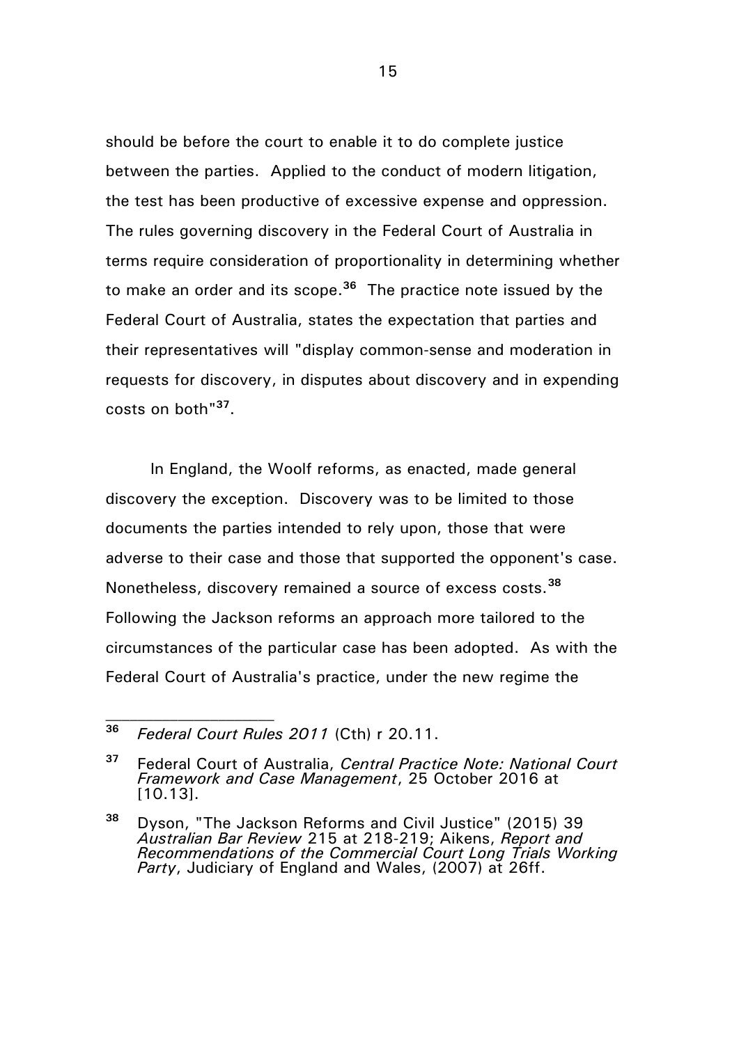should be before the court to enable it to do complete justice between the parties. Applied to the conduct of modern litigation, the test has been productive of excessive expense and oppression. The rules governing discovery in the Federal Court of Australia in terms require consideration of proportionality in determining whether to make an order and its scope.[36] The practice note issued by the Federal Court of Australia, states the expectation that parties and their representatives will "display common-sense and moderation in requests for discovery, in disputes about discovery and in expending costs on both"[37].

In England, the Woolf reforms, as enacted, made general discovery the exception. Discovery was to be limited to those documents the parties intended to rely upon, those that were adverse to their case and those that supported the opponent's case. Nonetheless, discovery remained a source of excess costs.[38] Following the Jackson reforms an approach more tailored to the circumstances of the particular case has been adopted. As with the Federal Court of Australia's practice, under the new regime the

---

[36] *Federal Court Rules 2011* (Cth) r 20.11.

[37] Federal Court of Australia, *Central Practice Note: National Court Framework and Case Management*, 25 October 2016 at [10.13].

[38] Dyson, "The Jackson Reforms and Civil Justice" (2015) 39 *Australian Bar Review* 215 at 218-219; Aikens, *Report and Recommendations of the Commercial Court Long Trials Working Party*, Judiciary of England and Wales, (2007) at 26ff.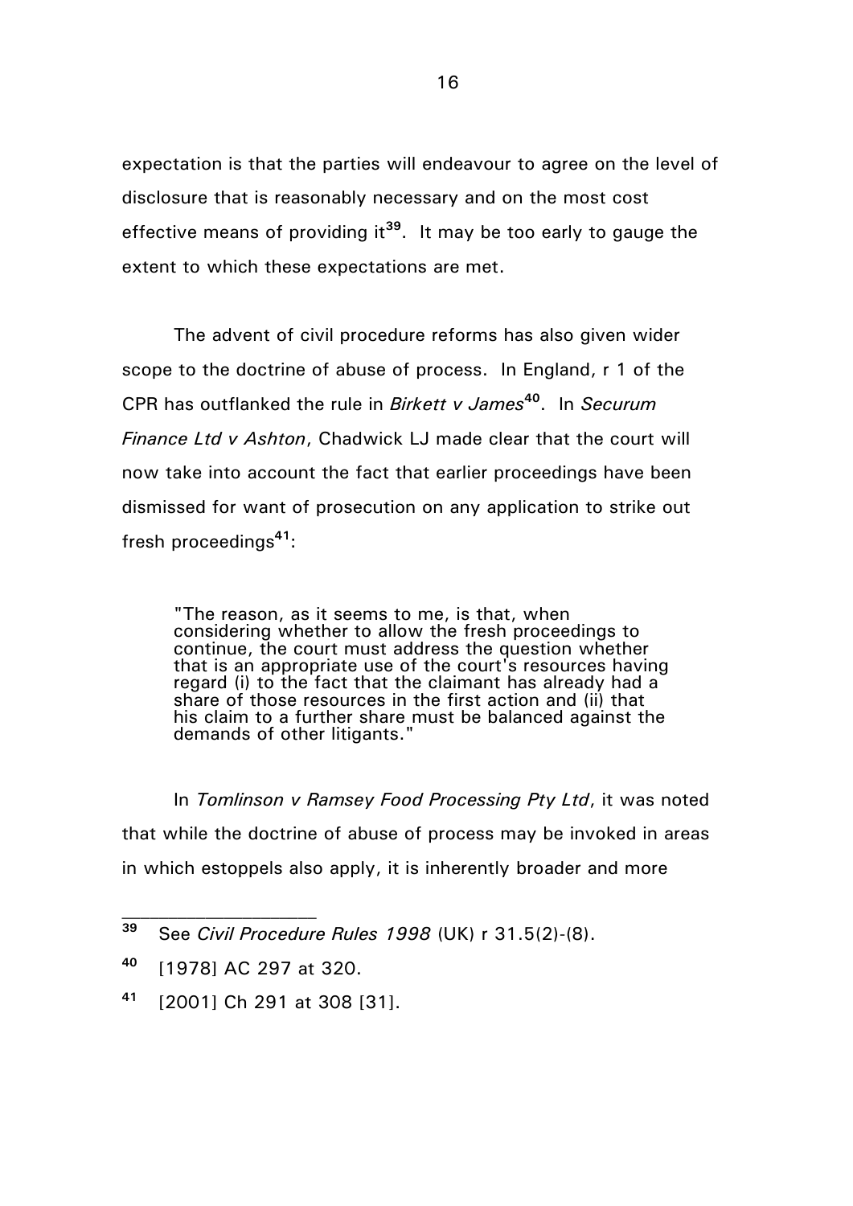expectation is that the parties will endeavour to agree on the level of disclosure that is reasonably necessary and on the most cost effective means of providing it[39]. It may be too early to gauge the extent to which these expectations are met.

The advent of civil procedure reforms has also given wider scope to the doctrine of abuse of process. In England, r 1 of the CPR has outflanked the rule in *Birkett v James*[40]. In *Securum Finance Ltd v Ashton*, Chadwick LJ made clear that the court will now take into account the fact that earlier proceedings have been dismissed for want of prosecution on any application to strike out fresh proceedings[41]:

> "The reason, as it seems to me, is that, when considering whether to allow the fresh proceedings to continue, the court must address the question whether that is an appropriate use of the court's resources having regard (i) to the fact that the claimant has already had a share of those resources in the first action and (ii) that his claim to a further share must be balanced against the demands of other litigants."

In *Tomlinson v Ramsey Food Processing Pty Ltd*, it was noted that while the doctrine of abuse of process may be invoked in areas in which estoppels also apply, it is inherently broader and more

---

[39] See *Civil Procedure Rules 1998* (UK) r 31.5(2)-(8).

[40] [1978] AC 297 at 320.

[41] [2001] Ch 291 at 308 [31].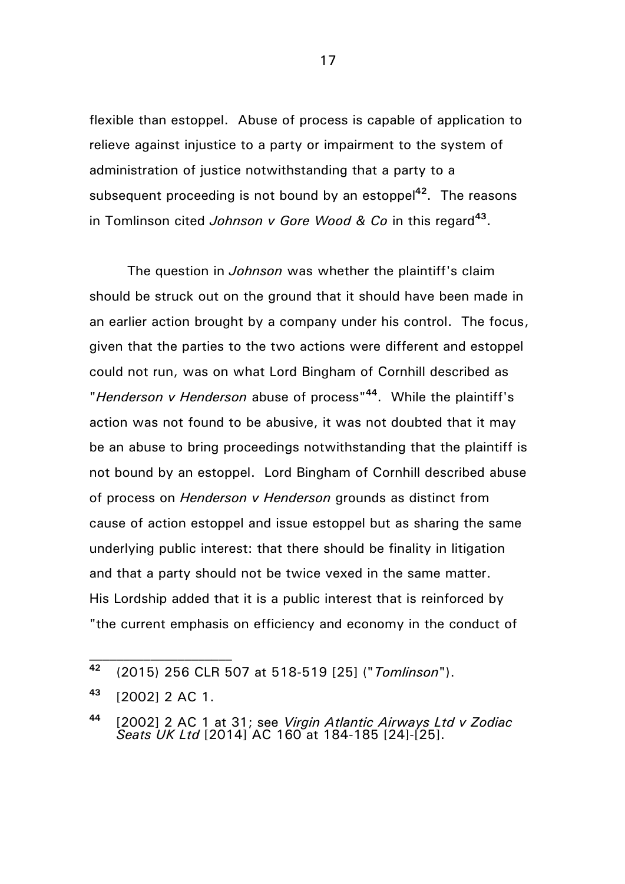flexible than estoppel. Abuse of process is capable of application to relieve against injustice to a party or impairment to the system of administration of justice notwithstanding that a party to a subsequent proceeding is not bound by an estoppel[42]. The reasons in Tomlinson cited *Johnson v Gore Wood & Co* in this regard[43].

The question in *Johnson* was whether the plaintiff's claim should be struck out on the ground that it should have been made in an earlier action brought by a company under his control. The focus, given that the parties to the two actions were different and estoppel could not run, was on what Lord Bingham of Cornhill described as "*Henderson v Henderson* abuse of process"[44]. While the plaintiff's action was not found to be abusive, it was not doubted that it may be an abuse to bring proceedings notwithstanding that the plaintiff is not bound by an estoppel. Lord Bingham of Cornhill described abuse of process on *Henderson v Henderson* grounds as distinct from cause of action estoppel and issue estoppel but as sharing the same underlying public interest: that there should be finality in litigation and that a party should not be twice vexed in the same matter. His Lordship added that it is a public interest that is reinforced by "the current emphasis on efficiency and economy in the conduct of

---

[42] (2015) 256 CLR 507 at 518-519 [25] ("*Tomlinson*").

[43] [2002] 2 AC 1.

[44] [2002] 2 AC 1 at 31; see *Virgin Atlantic Airways Ltd v Zodiac Seats UK Ltd* [2014] AC 160 at 184-185 [24]-[25].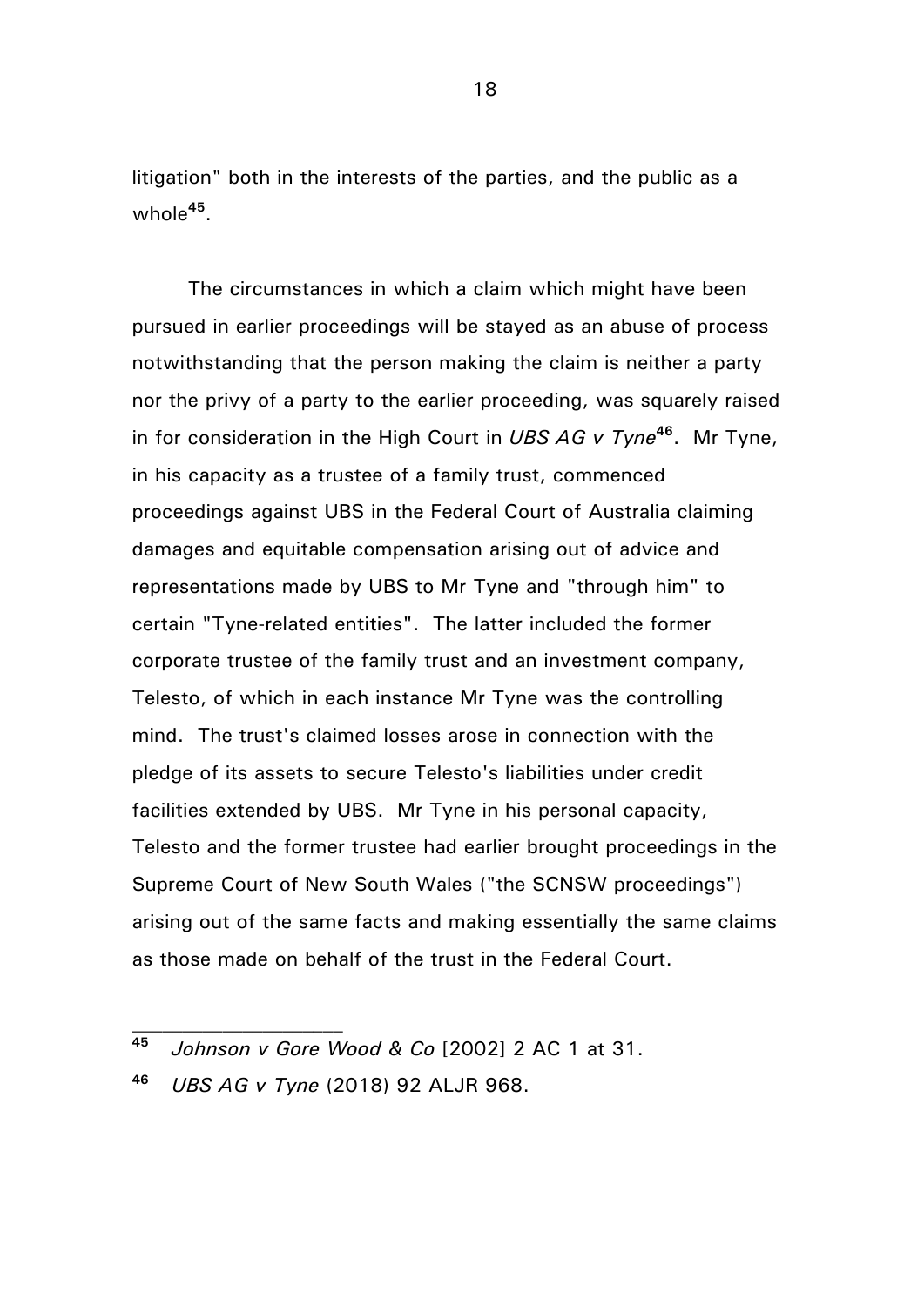litigation" both in the interests of the parties, and the public as a whole[45].

The circumstances in which a claim which might have been pursued in earlier proceedings will be stayed as an abuse of process notwithstanding that the person making the claim is neither a party nor the privy of a party to the earlier proceeding, was squarely raised in for consideration in the High Court in *UBS AG v Tyne*[46]. Mr Tyne, in his capacity as a trustee of a family trust, commenced proceedings against UBS in the Federal Court of Australia claiming damages and equitable compensation arising out of advice and representations made by UBS to Mr Tyne and "through him" to certain "Tyne-related entities". The latter included the former corporate trustee of the family trust and an investment company, Telesto, of which in each instance Mr Tyne was the controlling mind. The trust's claimed losses arose in connection with the pledge of its assets to secure Telesto's liabilities under credit facilities extended by UBS. Mr Tyne in his personal capacity, Telesto and the former trustee had earlier brought proceedings in the Supreme Court of New South Wales ("the SCNSW proceedings") arising out of the same facts and making essentially the same claims as those made on behalf of the trust in the Federal Court.

---

[45] *Johnson v Gore Wood & Co* [2002] 2 AC 1 at 31.

[46] *UBS AG v Tyne* (2018) 92 ALJR 968.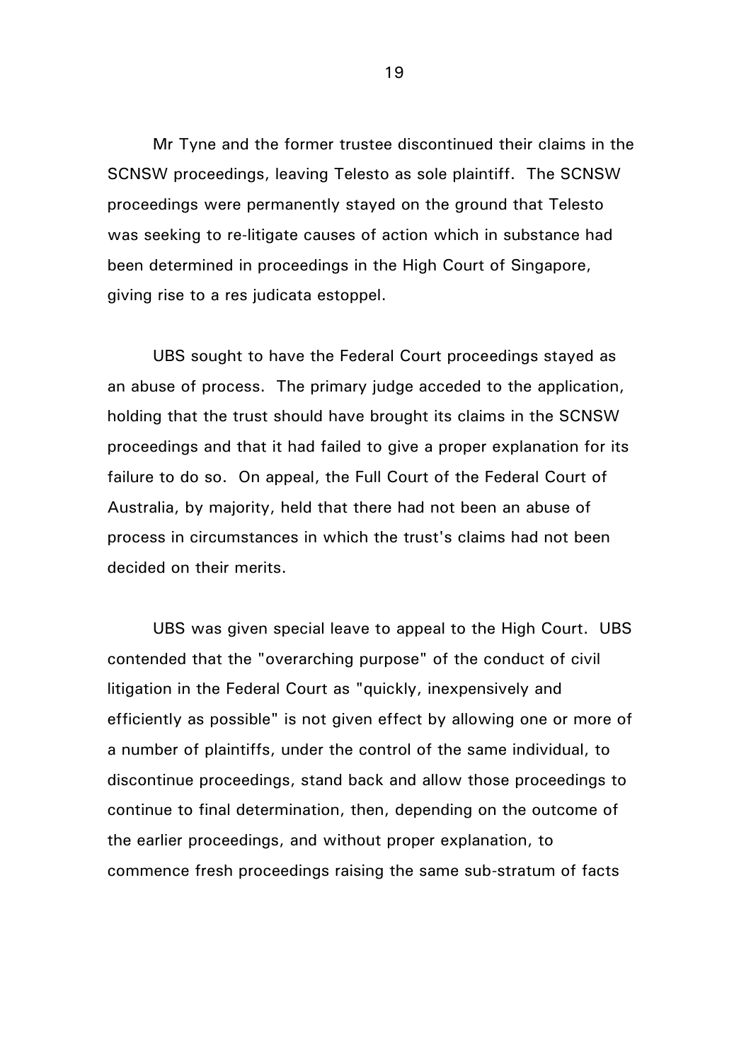Mr Tyne and the former trustee discontinued their claims in the SCNSW proceedings, leaving Telesto as sole plaintiff. The SCNSW proceedings were permanently stayed on the ground that Telesto was seeking to re-litigate causes of action which in substance had been determined in proceedings in the High Court of Singapore, giving rise to a res judicata estoppel.

UBS sought to have the Federal Court proceedings stayed as an abuse of process. The primary judge acceded to the application, holding that the trust should have brought its claims in the SCNSW proceedings and that it had failed to give a proper explanation for its failure to do so. On appeal, the Full Court of the Federal Court of Australia, by majority, held that there had not been an abuse of process in circumstances in which the trust's claims had not been decided on their merits.

UBS was given special leave to appeal to the High Court. UBS contended that the "overarching purpose" of the conduct of civil litigation in the Federal Court as "quickly, inexpensively and efficiently as possible" is not given effect by allowing one or more of a number of plaintiffs, under the control of the same individual, to discontinue proceedings, stand back and allow those proceedings to continue to final determination, then, depending on the outcome of the earlier proceedings, and without proper explanation, to commence fresh proceedings raising the same sub-stratum of facts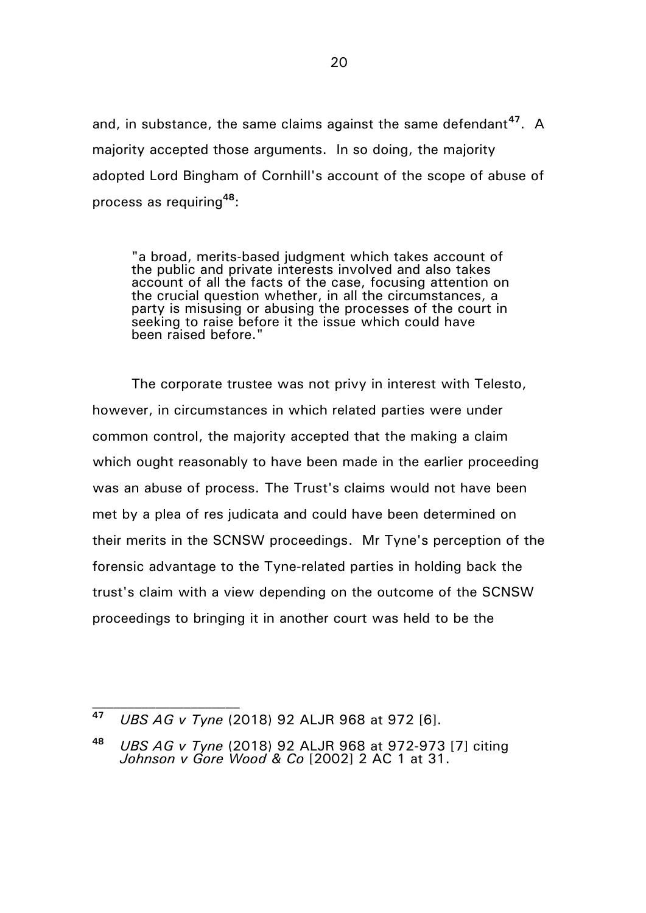and, in substance, the same claims against the same defendant[47]. A majority accepted those arguments. In so doing, the majority adopted Lord Bingham of Cornhill's account of the scope of abuse of process as requiring[48]:

> "a broad, merits-based judgment which takes account of the public and private interests involved and also takes account of all the facts of the case, focusing attention on the crucial question whether, in all the circumstances, a party is misusing or abusing the processes of the court in seeking to raise before it the issue which could have been raised before."

The corporate trustee was not privy in interest with Telesto, however, in circumstances in which related parties were under common control, the majority accepted that the making a claim which ought reasonably to have been made in the earlier proceeding was an abuse of process. The Trust's claims would not have been met by a plea of res judicata and could have been determined on their merits in the SCNSW proceedings. Mr Tyne's perception of the forensic advantage to the Tyne-related parties in holding back the trust's claim with a view depending on the outcome of the SCNSW proceedings to bringing it in another court was held to be the

---

[47] *UBS AG v Tyne* (2018) 92 ALJR 968 at 972 [6].

[48] *UBS AG v Tyne* (2018) 92 ALJR 968 at 972-973 [7] citing *Johnson v Gore Wood & Co* [2002] 2 AC 1 at 31.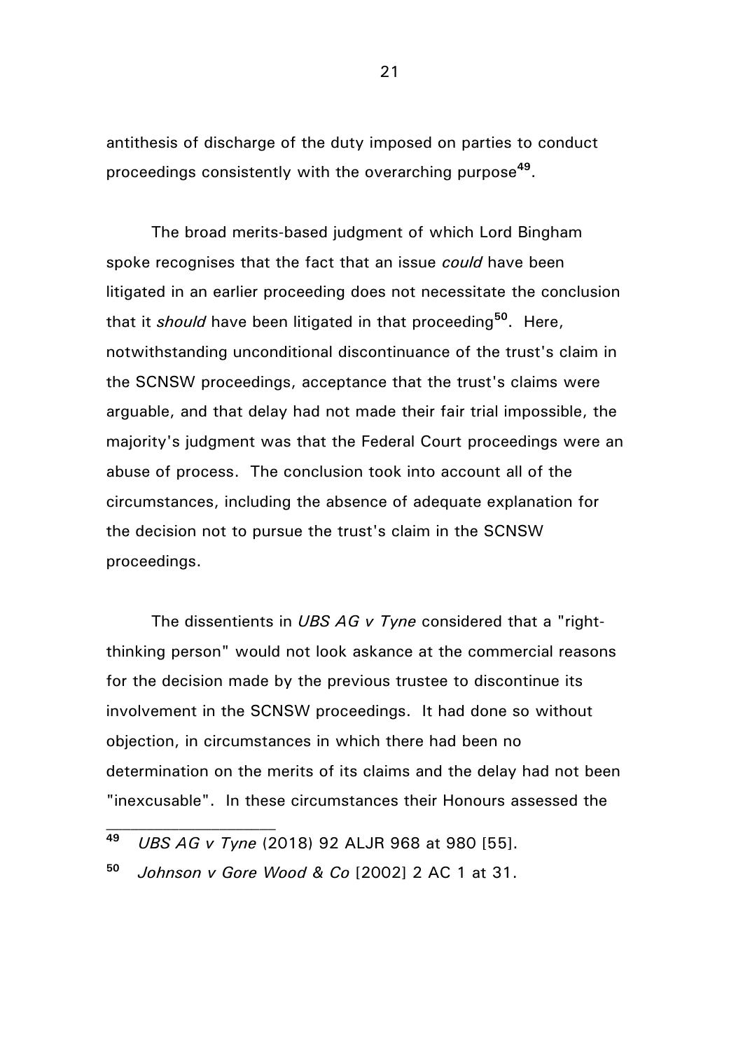antithesis of discharge of the duty imposed on parties to conduct proceedings consistently with the overarching purpose[49].

The broad merits-based judgment of which Lord Bingham spoke recognises that the fact that an issue *could* have been litigated in an earlier proceeding does not necessitate the conclusion that it *should* have been litigated in that proceeding[50]. Here, notwithstanding unconditional discontinuance of the trust's claim in the SCNSW proceedings, acceptance that the trust's claims were arguable, and that delay had not made their fair trial impossible, the majority's judgment was that the Federal Court proceedings were an abuse of process. The conclusion took into account all of the circumstances, including the absence of adequate explanation for the decision not to pursue the trust's claim in the SCNSW proceedings.

The dissentients in *UBS AG v Tyne* considered that a "right-thinking person" would not look askance at the commercial reasons for the decision made by the previous trustee to discontinue its involvement in the SCNSW proceedings. It had done so without objection, in circumstances in which there had been no determination on the merits of its claims and the delay had not been "inexcusable". In these circumstances their Honours assessed the

---

[49] *UBS AG v Tyne* (2018) 92 ALJR 968 at 980 [55].

[50] *Johnson v Gore Wood & Co* [2002] 2 AC 1 at 31.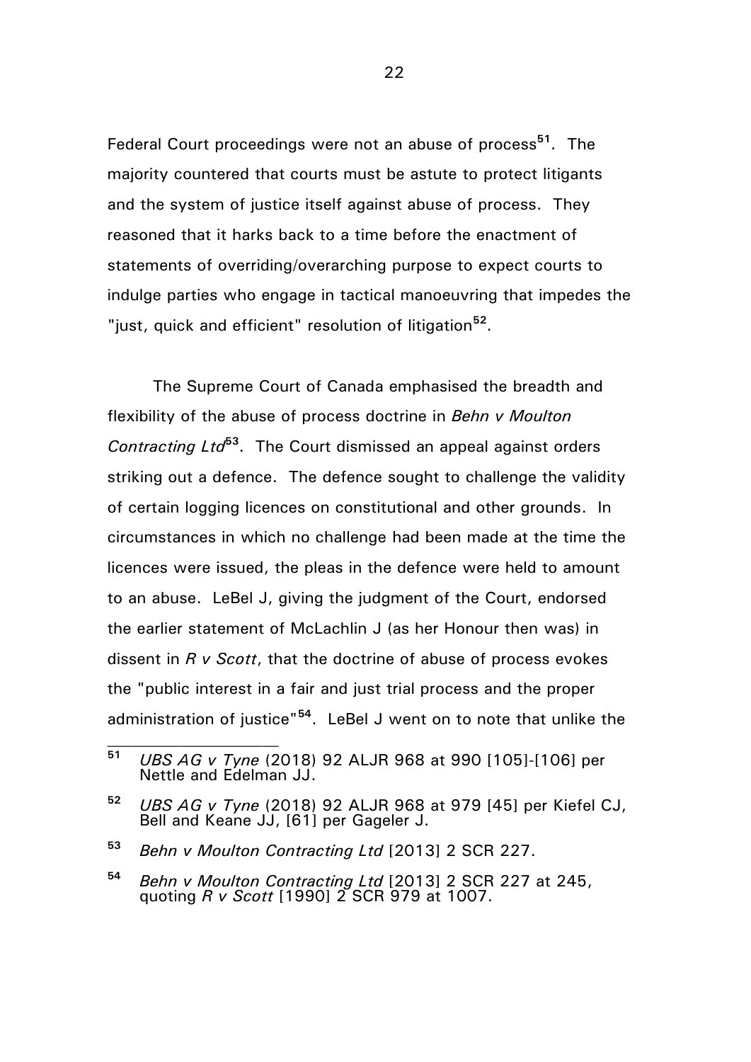Federal Court proceedings were not an abuse of process[51]. The majority countered that courts must be astute to protect litigants and the system of justice itself against abuse of process. They reasoned that it harks back to a time before the enactment of statements of overriding/overarching purpose to expect courts to indulge parties who engage in tactical manoeuvring that impedes the "just, quick and efficient" resolution of litigation[52].

The Supreme Court of Canada emphasised the breadth and flexibility of the abuse of process doctrine in *Behn v Moulton Contracting Ltd*[53]. The Court dismissed an appeal against orders striking out a defence. The defence sought to challenge the validity of certain logging licences on constitutional and other grounds. In circumstances in which no challenge had been made at the time the licences were issued, the pleas in the defence were held to amount to an abuse. LeBel J, giving the judgment of the Court, endorsed the earlier statement of McLachlin J (as her Honour then was) in dissent in *R v Scott*, that the doctrine of abuse of process evokes the "public interest in a fair and just trial process and the proper administration of justice"[54]. LeBel J went on to note that unlike the

---

[51] *UBS AG v Tyne* (2018) 92 ALJR 968 at 990 [105]-[106] per Nettle and Edelman JJ.

[52] *UBS AG v Tyne* (2018) 92 ALJR 968 at 979 [45] per Kiefel CJ, Bell and Keane JJ, [61] per Gageler J.

[53] *Behn v Moulton Contracting Ltd* [2013] 2 SCR 227.

[54] *Behn v Moulton Contracting Ltd* [2013] 2 SCR 227 at 245, quoting *R v Scott* [1990] 2 SCR 979 at 1007.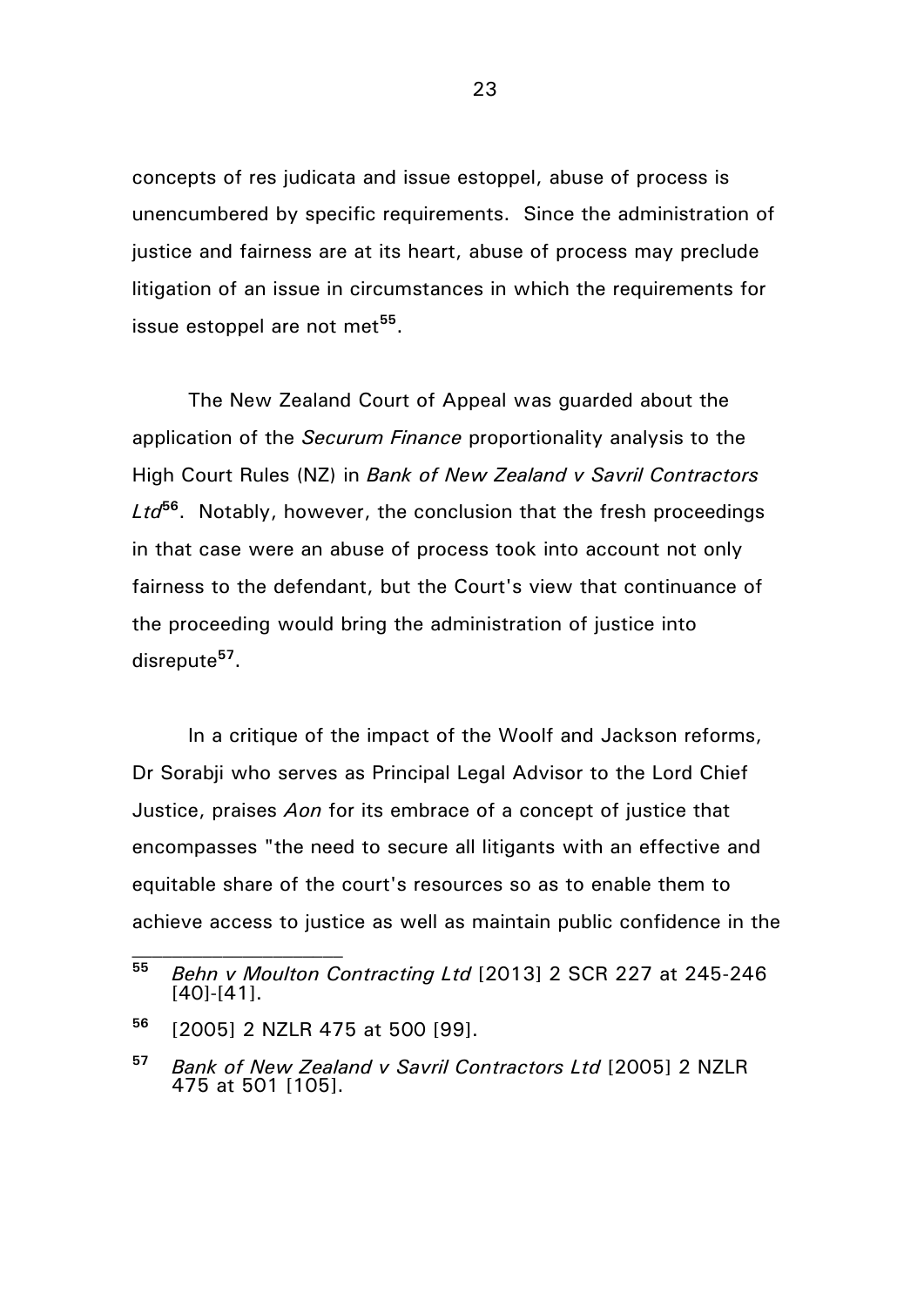concepts of res judicata and issue estoppel, abuse of process is unencumbered by specific requirements. Since the administration of justice and fairness are at its heart, abuse of process may preclude litigation of an issue in circumstances in which the requirements for issue estoppel are not met[55].

The New Zealand Court of Appeal was guarded about the application of the *Securum Finance* proportionality analysis to the High Court Rules (NZ) in *Bank of New Zealand v Savril Contractors Ltd*[56]. Notably, however, the conclusion that the fresh proceedings in that case were an abuse of process took into account not only fairness to the defendant, but the Court's view that continuance of the proceeding would bring the administration of justice into disrepute[57].

In a critique of the impact of the Woolf and Jackson reforms, Dr Sorabji who serves as Principal Legal Advisor to the Lord Chief Justice, praises *Aon* for its embrace of a concept of justice that encompasses "the need to secure all litigants with an effective and equitable share of the court's resources so as to enable them to achieve access to justice as well as maintain public confidence in the

---

[55] *Behn v Moulton Contracting Ltd* [2013] 2 SCR 227 at 245-246 [40]-[41].

[56] [2005] 2 NZLR 475 at 500 [99].

[57] *Bank of New Zealand v Savril Contractors Ltd* [2005] 2 NZLR 475 at 501 [105].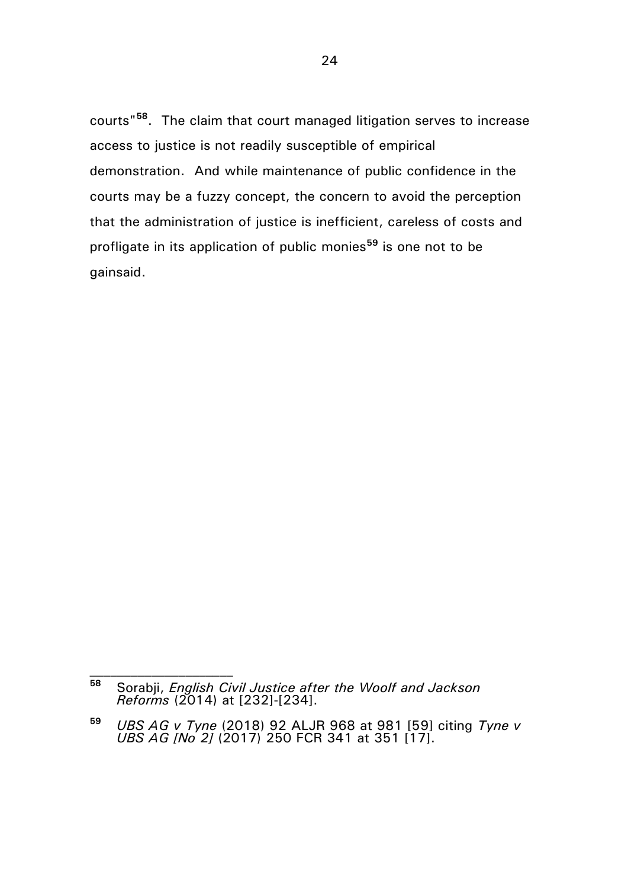courts"[58]. The claim that court managed litigation serves to increase access to justice is not readily susceptible of empirical demonstration. And while maintenance of public confidence in the courts may be a fuzzy concept, the concern to avoid the perception that the administration of justice is inefficient, careless of costs and profligate in its application of public monies[59] is one not to be gainsaid.

---

[58] Sorabji, *English Civil Justice after the Woolf and Jackson Reforms* (2014) at [232]-[234].

[59] *UBS AG v Tyne* (2018) 92 ALJR 968 at 981 [59] citing *Tyne v UBS AG [No 2]* (2017) 250 FCR 341 at 351 [17].